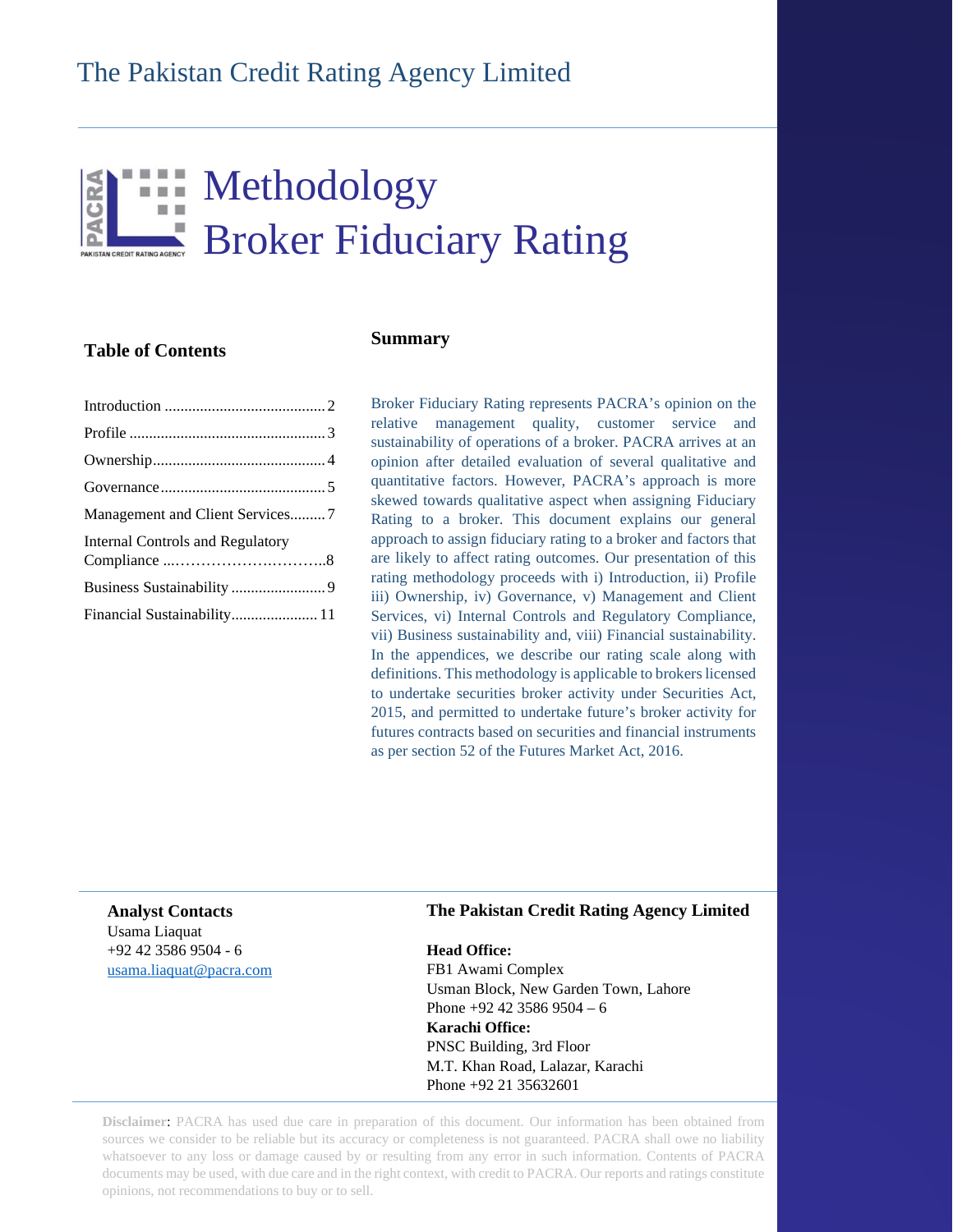The Pakistan Credit Rating Agency Limited

# Methodology
# Broker Fiduciary Rating

### Table of Contents

Introduction ......................................... 2
Profile .................................................. 3
Ownership............................................ 4
Governance.......................................... 5
Management and Client Services......... 7
Internal Controls and Regulatory Compliance ...…………………………..8
Business Sustainability ........................ 9
Financial Sustainability...................... 11

### Summary

Broker Fiduciary Rating represents PACRA's opinion on the relative management quality, customer service and sustainability of operations of a broker. PACRA arrives at an opinion after detailed evaluation of several qualitative and quantitative factors. However, PACRA's approach is more skewed towards qualitative aspect when assigning Fiduciary Rating to a broker. This document explains our general approach to assign fiduciary rating to a broker and factors that are likely to affect rating outcomes. Our presentation of this rating methodology proceeds with i) Introduction, ii) Profile iii) Ownership, iv) Governance, v) Management and Client Services, vi) Internal Controls and Regulatory Compliance, vii) Business sustainability and, viii) Financial sustainability. In the appendices, we describe our rating scale along with definitions. This methodology is applicable to brokers licensed to undertake securities broker activity under Securities Act, 2015, and permitted to undertake future's broker activity for futures contracts based on securities and financial instruments as per section 52 of the Futures Market Act, 2016.

**Analyst Contacts**
Usama Liaquat
+92 42 3586 9504 - 6
usama.liaquat@pacra.com

**The Pakistan Credit Rating Agency Limited**

**Head Office:**
FB1 Awami Complex
Usman Block, New Garden Town, Lahore
Phone +92 42 3586 9504 – 6
**Karachi Office:**
PNSC Building, 3rd Floor
M.T. Khan Road, Lalazar, Karachi
Phone +92 21 35632601

**Disclaimer**: PACRA has used due care in preparation of this document. Our information has been obtained from sources we consider to be reliable but its accuracy or completeness is not guaranteed. PACRA shall owe no liability whatsoever to any loss or damage caused by or resulting from any error in such information. Contents of PACRA documents may be used, with due care and in the right context, with credit to PACRA. Our reports and ratings constitute opinions, not recommendations to buy or to sell.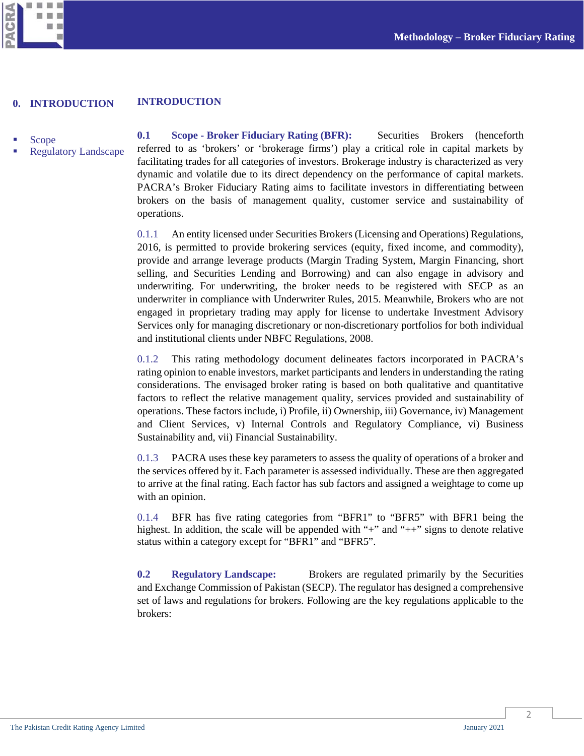# 0. INTRODUCTION

- Scope
- Regulatory Landscape

## INTRODUCTION

**0.1 Scope - Broker Fiduciary Rating (BFR):** Securities Brokers (henceforth referred to as 'brokers' or 'brokerage firms') play a critical role in capital markets by facilitating trades for all categories of investors. Brokerage industry is characterized as very dynamic and volatile due to its direct dependency on the performance of capital markets. PACRA's Broker Fiduciary Rating aims to facilitate investors in differentiating between brokers on the basis of management quality, customer service and sustainability of operations.

0.1.1 An entity licensed under Securities Brokers (Licensing and Operations) Regulations, 2016, is permitted to provide brokering services (equity, fixed income, and commodity), provide and arrange leverage products (Margin Trading System, Margin Financing, short selling, and Securities Lending and Borrowing) and can also engage in advisory and underwriting. For underwriting, the broker needs to be registered with SECP as an underwriter in compliance with Underwriter Rules, 2015. Meanwhile, Brokers who are not engaged in proprietary trading may apply for license to undertake Investment Advisory Services only for managing discretionary or non-discretionary portfolios for both individual and institutional clients under NBFC Regulations, 2008.

0.1.2 This rating methodology document delineates factors incorporated in PACRA's rating opinion to enable investors, market participants and lenders in understanding the rating considerations. The envisaged broker rating is based on both qualitative and quantitative factors to reflect the relative management quality, services provided and sustainability of operations. These factors include, i) Profile, ii) Ownership, iii) Governance, iv) Management and Client Services, v) Internal Controls and Regulatory Compliance, vi) Business Sustainability and, vii) Financial Sustainability.

0.1.3 PACRA uses these key parameters to assess the quality of operations of a broker and the services offered by it. Each parameter is assessed individually. These are then aggregated to arrive at the final rating. Each factor has sub factors and assigned a weightage to come up with an opinion.

0.1.4 BFR has five rating categories from "BFR1" to "BFR5" with BFR1 being the highest. In addition, the scale will be appended with "+" and "++" signs to denote relative status within a category except for "BFR1" and "BFR5".

**0.2 Regulatory Landscape:** Brokers are regulated primarily by the Securities and Exchange Commission of Pakistan (SECP). The regulator has designed a comprehensive set of laws and regulations for brokers. Following are the key regulations applicable to the brokers: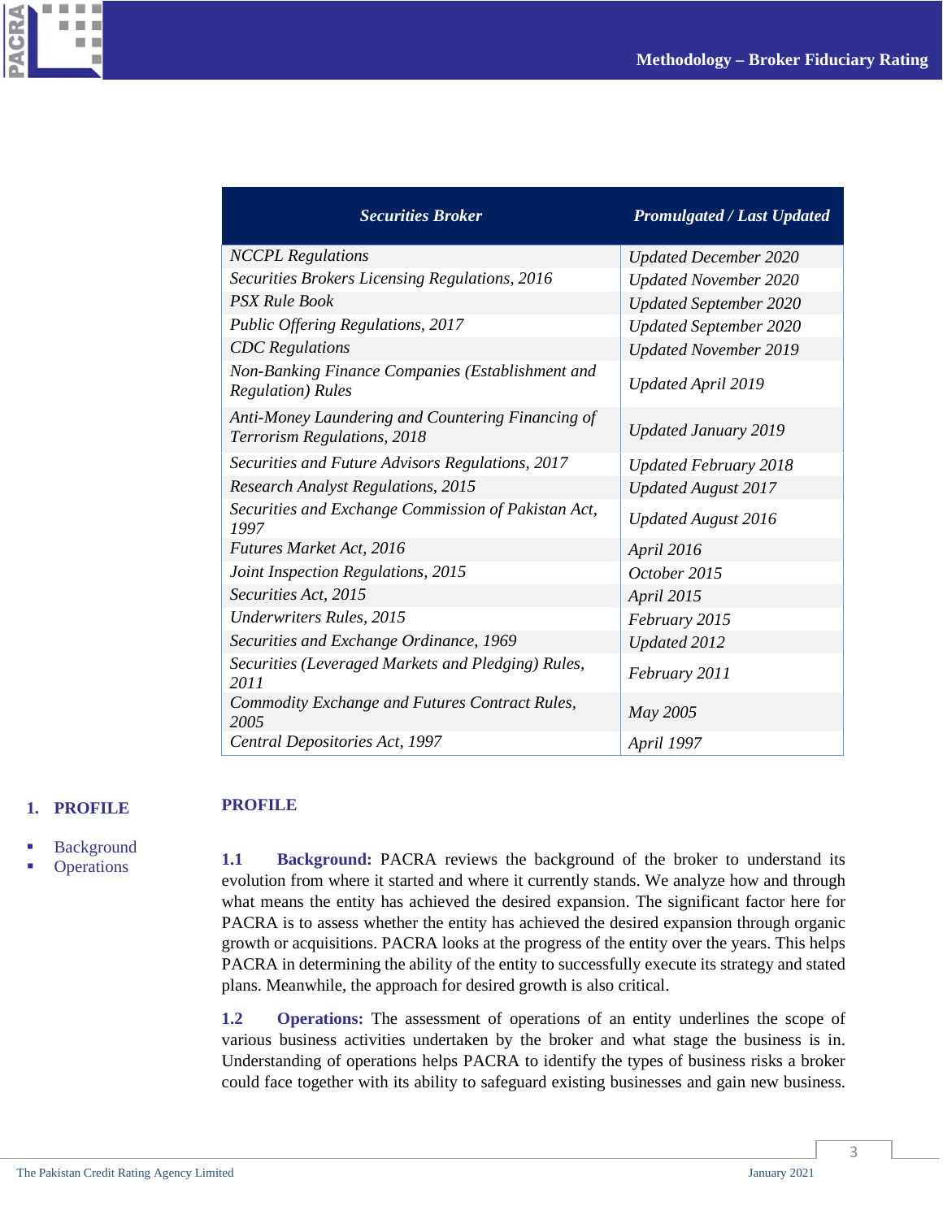| *Securities Broker* | *Promulgated / Last Updated* |
|---|---|
| *NCCPL Regulations* | *Updated December 2020* |
| *Securities Brokers Licensing Regulations, 2016* | *Updated November 2020* |
| *PSX Rule Book* | *Updated September 2020* |
| *Public Offering Regulations, 2017* | *Updated September 2020* |
| *CDC Regulations* | *Updated November 2019* |
| *Non-Banking Finance Companies (Establishment and Regulation) Rules* | *Updated April 2019* |
| *Anti-Money Laundering and Countering Financing of Terrorism Regulations, 2018* | *Updated January 2019* |
| *Securities and Future Advisors Regulations, 2017* | *Updated February 2018* |
| *Research Analyst Regulations, 2015* | *Updated August 2017* |
| *Securities and Exchange Commission of Pakistan Act, 1997* | *Updated August 2016* |
| *Futures Market Act, 2016* | *April 2016* |
| *Joint Inspection Regulations, 2015* | *October 2015* |
| *Securities Act, 2015* | *April 2015* |
| *Underwriters Rules, 2015* | *February 2015* |
| *Securities and Exchange Ordinance, 1969* | *Updated 2012* |
| *Securities (Leveraged Markets and Pledging) Rules, 2011* | *February 2011* |
| *Commodity Exchange and Futures Contract Rules, 2005* | *May 2005* |
| *Central Depositories Act, 1997* | *April 1997* |

## 1. PROFILE

- Background
- Operations

## PROFILE

**1.1 Background:** PACRA reviews the background of the broker to understand its evolution from where it started and where it currently stands. We analyze how and through what means the entity has achieved the desired expansion. The significant factor here for PACRA is to assess whether the entity has achieved the desired expansion through organic growth or acquisitions. PACRA looks at the progress of the entity over the years. This helps PACRA in determining the ability of the entity to successfully execute its strategy and stated plans. Meanwhile, the approach for desired growth is also critical.

**1.2 Operations:** The assessment of operations of an entity underlines the scope of various business activities undertaken by the broker and what stage the business is in. Understanding of operations helps PACRA to identify the types of business risks a broker could face together with its ability to safeguard existing businesses and gain new business.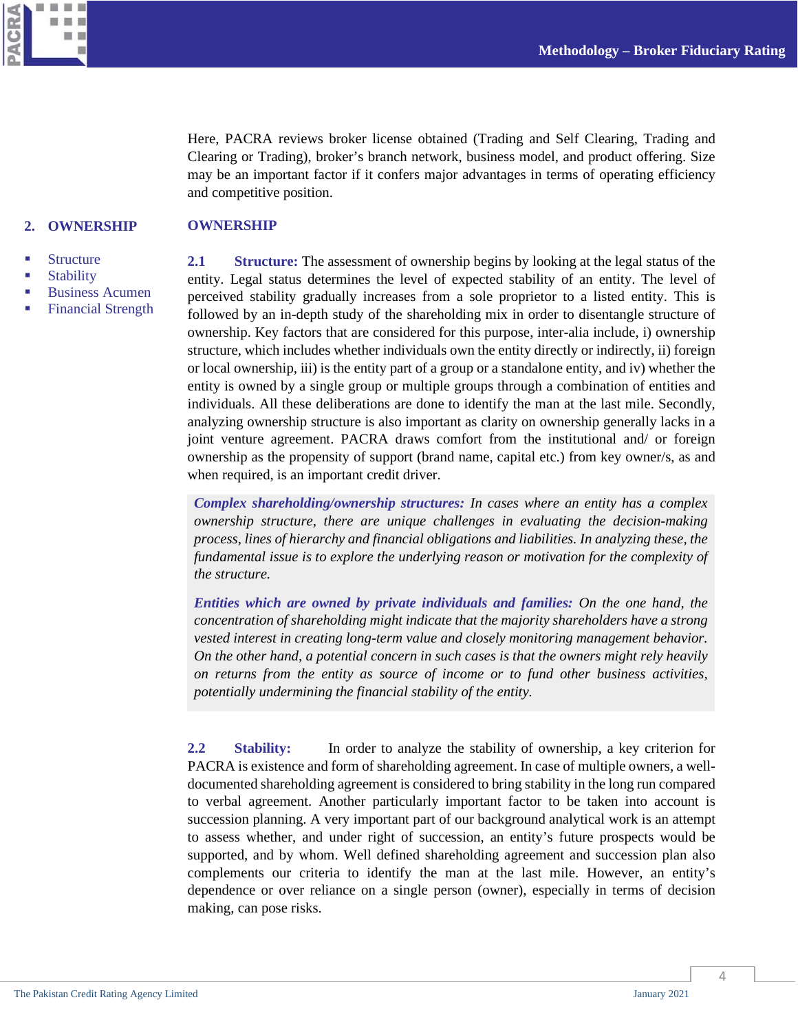Here, PACRA reviews broker license obtained (Trading and Self Clearing, Trading and Clearing or Trading), broker's branch network, business model, and product offering. Size may be an important factor if it confers major advantages in terms of operating efficiency and competitive position.

## 2. OWNERSHIP

- Structure
- Stability
- Business Acumen
- Financial Strength

## OWNERSHIP

**2.1 Structure:** The assessment of ownership begins by looking at the legal status of the entity. Legal status determines the level of expected stability of an entity. The level of perceived stability gradually increases from a sole proprietor to a listed entity. This is followed by an in-depth study of the shareholding mix in order to disentangle structure of ownership. Key factors that are considered for this purpose, inter-alia include, i) ownership structure, which includes whether individuals own the entity directly or indirectly, ii) foreign or local ownership, iii) is the entity part of a group or a standalone entity, and iv) whether the entity is owned by a single group or multiple groups through a combination of entities and individuals. All these deliberations are done to identify the man at the last mile. Secondly, analyzing ownership structure is also important as clarity on ownership generally lacks in a joint venture agreement. PACRA draws comfort from the institutional and/ or foreign ownership as the propensity of support (brand name, capital etc.) from key owner/s, as and when required, is an important credit driver.

> ***Complex shareholding/ownership structures:*** *In cases where an entity has a complex ownership structure, there are unique challenges in evaluating the decision-making process, lines of hierarchy and financial obligations and liabilities. In analyzing these, the fundamental issue is to explore the underlying reason or motivation for the complexity of the structure.*
>
> ***Entities which are owned by private individuals and families:*** *On the one hand, the concentration of shareholding might indicate that the majority shareholders have a strong vested interest in creating long-term value and closely monitoring management behavior. On the other hand, a potential concern in such cases is that the owners might rely heavily on returns from the entity as source of income or to fund other business activities, potentially undermining the financial stability of the entity.*

**2.2 Stability:** In order to analyze the stability of ownership, a key criterion for PACRA is existence and form of shareholding agreement. In case of multiple owners, a well-documented shareholding agreement is considered to bring stability in the long run compared to verbal agreement. Another particularly important factor to be taken into account is succession planning. A very important part of our background analytical work is an attempt to assess whether, and under right of succession, an entity's future prospects would be supported, and by whom. Well defined shareholding agreement and succession plan also complements our criteria to identify the man at the last mile. However, an entity's dependence or over reliance on a single person (owner), especially in terms of decision making, can pose risks.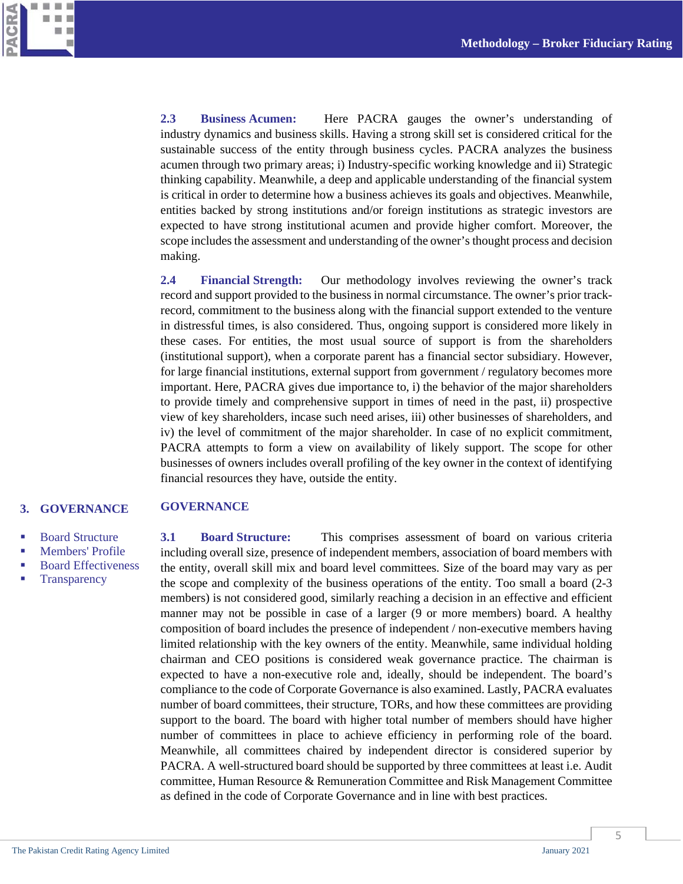**2.3 Business Acumen:** Here PACRA gauges the owner's understanding of industry dynamics and business skills. Having a strong skill set is considered critical for the sustainable success of the entity through business cycles. PACRA analyzes the business acumen through two primary areas; i) Industry-specific working knowledge and ii) Strategic thinking capability. Meanwhile, a deep and applicable understanding of the financial system is critical in order to determine how a business achieves its goals and objectives. Meanwhile, entities backed by strong institutions and/or foreign institutions as strategic investors are expected to have strong institutional acumen and provide higher comfort. Moreover, the scope includes the assessment and understanding of the owner's thought process and decision making.

**2.4 Financial Strength:** Our methodology involves reviewing the owner's track record and support provided to the business in normal circumstance. The owner's prior track-record, commitment to the business along with the financial support extended to the venture in distressful times, is also considered. Thus, ongoing support is considered more likely in these cases. For entities, the most usual source of support is from the shareholders (institutional support), when a corporate parent has a financial sector subsidiary. However, for large financial institutions, external support from government / regulatory becomes more important. Here, PACRA gives due importance to, i) the behavior of the major shareholders to provide timely and comprehensive support in times of need in the past, ii) prospective view of key shareholders, incase such need arises, iii) other businesses of shareholders, and iv) the level of commitment of the major shareholder. In case of no explicit commitment, PACRA attempts to form a view on availability of likely support. The scope for other businesses of owners includes overall profiling of the key owner in the context of identifying financial resources they have, outside the entity.

## 3. GOVERNANCE

- Board Structure
- Members' Profile
- Board Effectiveness
- Transparency

### GOVERNANCE

**3.1 Board Structure:** This comprises assessment of board on various criteria including overall size, presence of independent members, association of board members with the entity, overall skill mix and board level committees. Size of the board may vary as per the scope and complexity of the business operations of the entity. Too small a board (2-3 members) is not considered good, similarly reaching a decision in an effective and efficient manner may not be possible in case of a larger (9 or more members) board. A healthy composition of board includes the presence of independent / non-executive members having limited relationship with the key owners of the entity. Meanwhile, same individual holding chairman and CEO positions is considered weak governance practice. The chairman is expected to have a non-executive role and, ideally, should be independent. The board's compliance to the code of Corporate Governance is also examined. Lastly, PACRA evaluates number of board committees, their structure, TORs, and how these committees are providing support to the board. The board with higher total number of members should have higher number of committees in place to achieve efficiency in performing role of the board. Meanwhile, all committees chaired by independent director is considered superior by PACRA. A well-structured board should be supported by three committees at least i.e. Audit committee, Human Resource & Remuneration Committee and Risk Management Committee as defined in the code of Corporate Governance and in line with best practices.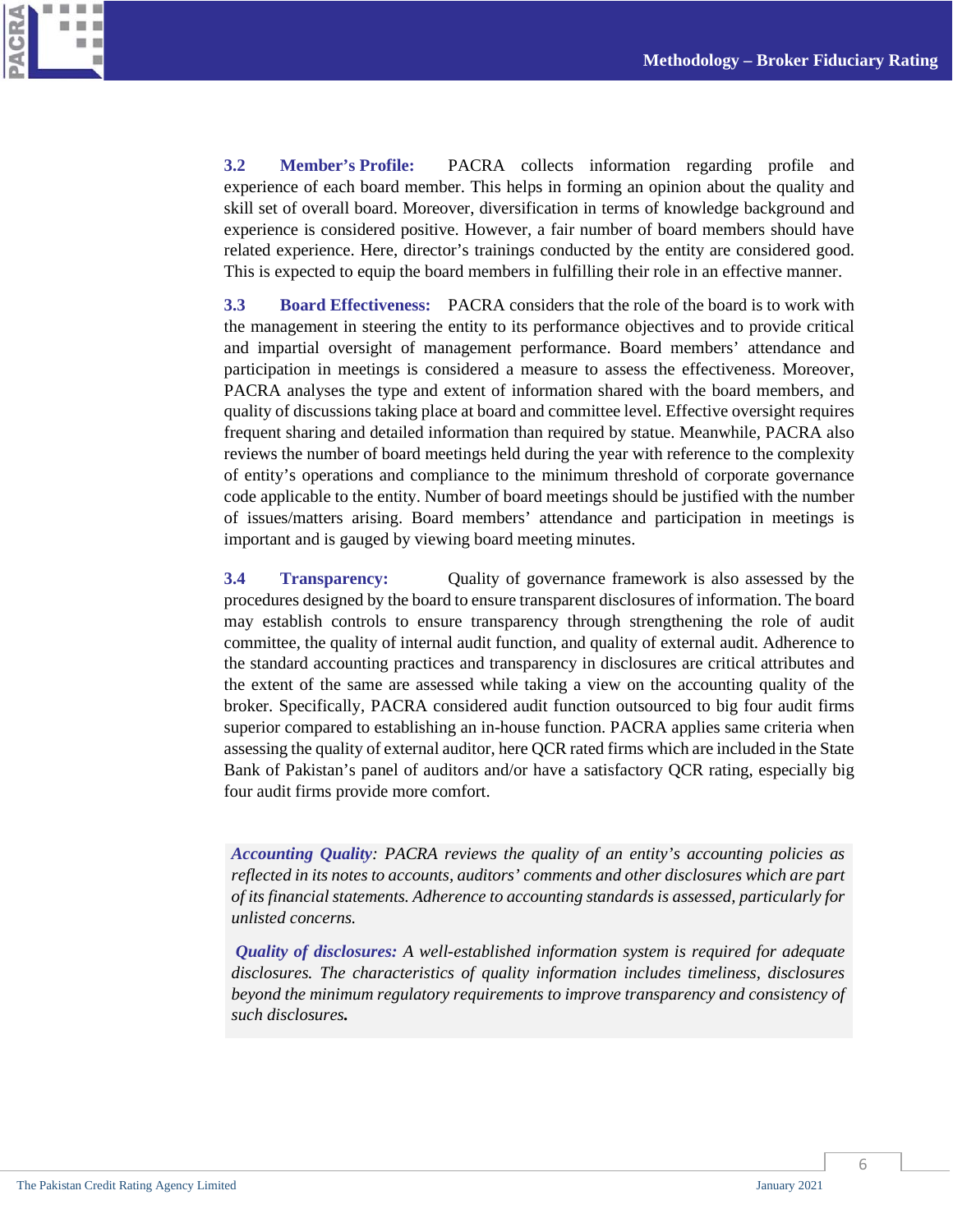**3.2 Member's Profile:** PACRA collects information regarding profile and experience of each board member. This helps in forming an opinion about the quality and skill set of overall board. Moreover, diversification in terms of knowledge background and experience is considered positive. However, a fair number of board members should have related experience. Here, director's trainings conducted by the entity are considered good. This is expected to equip the board members in fulfilling their role in an effective manner.

**3.3 Board Effectiveness:** PACRA considers that the role of the board is to work with the management in steering the entity to its performance objectives and to provide critical and impartial oversight of management performance. Board members' attendance and participation in meetings is considered a measure to assess the effectiveness. Moreover, PACRA analyses the type and extent of information shared with the board members, and quality of discussions taking place at board and committee level. Effective oversight requires frequent sharing and detailed information than required by statue. Meanwhile, PACRA also reviews the number of board meetings held during the year with reference to the complexity of entity's operations and compliance to the minimum threshold of corporate governance code applicable to the entity. Number of board meetings should be justified with the number of issues/matters arising. Board members' attendance and participation in meetings is important and is gauged by viewing board meeting minutes.

**3.4 Transparency:** Quality of governance framework is also assessed by the procedures designed by the board to ensure transparent disclosures of information. The board may establish controls to ensure transparency through strengthening the role of audit committee, the quality of internal audit function, and quality of external audit. Adherence to the standard accounting practices and transparency in disclosures are critical attributes and the extent of the same are assessed while taking a view on the accounting quality of the broker. Specifically, PACRA considered audit function outsourced to big four audit firms superior compared to establishing an in-house function. PACRA applies same criteria when assessing the quality of external auditor, here QCR rated firms which are included in the State Bank of Pakistan's panel of auditors and/or have a satisfactory QCR rating, especially big four audit firms provide more comfort.

> ***Accounting Quality**: PACRA reviews the quality of an entity's accounting policies as reflected in its notes to accounts, auditors' comments and other disclosures which are part of its financial statements. Adherence to accounting standards is assessed, particularly for unlisted concerns.*
>
> ***Quality of disclosures:** A well-established information system is required for adequate disclosures. The characteristics of quality information includes timeliness, disclosures beyond the minimum regulatory requirements to improve transparency and consistency of such disclosures.*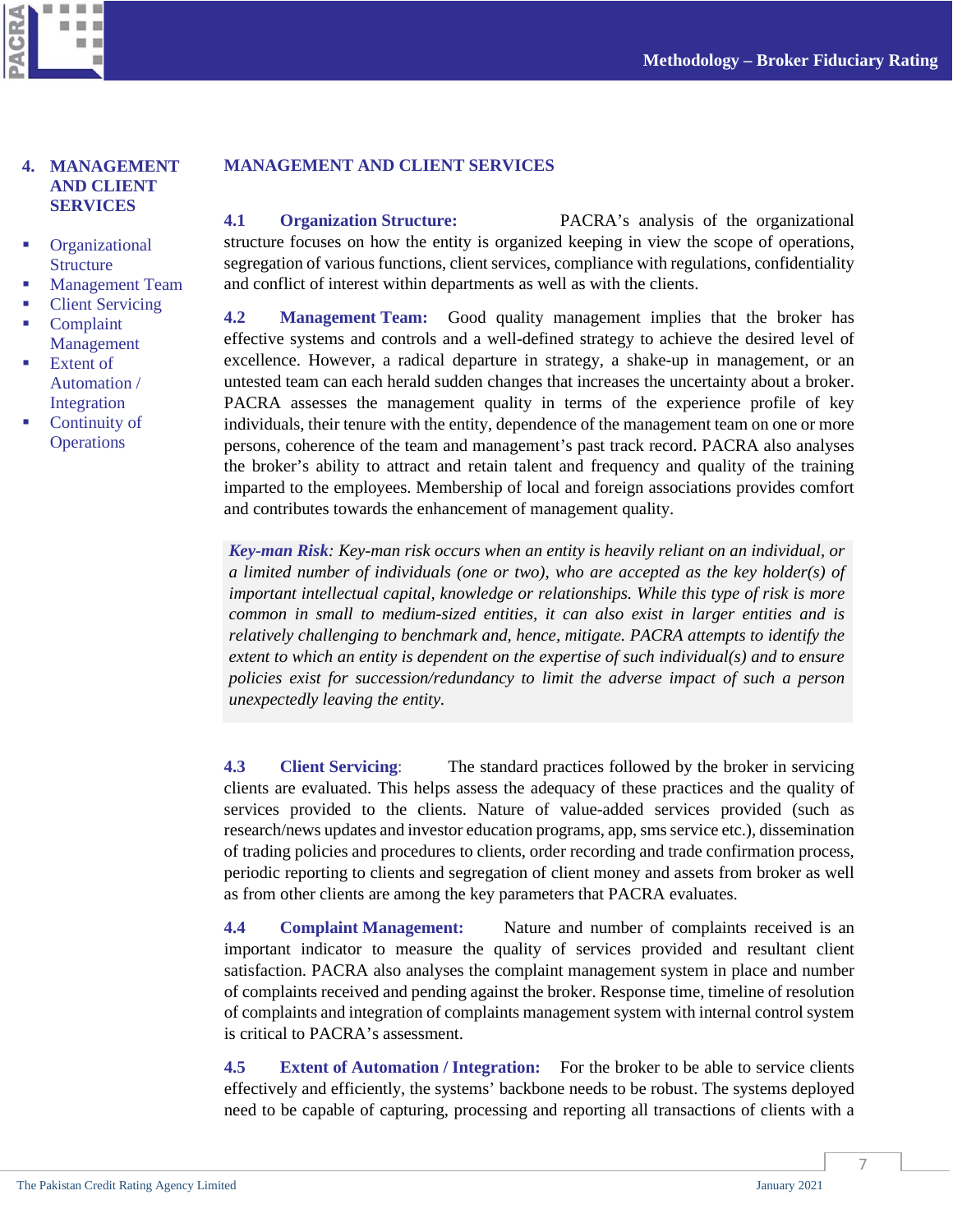## 4. MANAGEMENT AND CLIENT SERVICES

- Organizational Structure
- Management Team
- Client Servicing
- Complaint Management
- Extent of Automation / Integration
- Continuity of Operations

### MANAGEMENT AND CLIENT SERVICES

**4.1 Organization Structure:** PACRA's analysis of the organizational structure focuses on how the entity is organized keeping in view the scope of operations, segregation of various functions, client services, compliance with regulations, confidentiality and conflict of interest within departments as well as with the clients.

**4.2 Management Team:** Good quality management implies that the broker has effective systems and controls and a well-defined strategy to achieve the desired level of excellence. However, a radical departure in strategy, a shake-up in management, or an untested team can each herald sudden changes that increases the uncertainty about a broker. PACRA assesses the management quality in terms of the experience profile of key individuals, their tenure with the entity, dependence of the management team on one or more persons, coherence of the team and management's past track record. PACRA also analyses the broker's ability to attract and retain talent and frequency and quality of the training imparted to the employees. Membership of local and foreign associations provides comfort and contributes towards the enhancement of management quality.

> ***Key-man Risk****: Key-man risk occurs when an entity is heavily reliant on an individual, or a limited number of individuals (one or two), who are accepted as the key holder(s) of important intellectual capital, knowledge or relationships. While this type of risk is more common in small to medium-sized entities, it can also exist in larger entities and is relatively challenging to benchmark and, hence, mitigate. PACRA attempts to identify the extent to which an entity is dependent on the expertise of such individual(s) and to ensure policies exist for succession/redundancy to limit the adverse impact of such a person unexpectedly leaving the entity.*

**4.3 Client Servicing:** The standard practices followed by the broker in servicing clients are evaluated. This helps assess the adequacy of these practices and the quality of services provided to the clients. Nature of value-added services provided (such as research/news updates and investor education programs, app, sms service etc.), dissemination of trading policies and procedures to clients, order recording and trade confirmation process, periodic reporting to clients and segregation of client money and assets from broker as well as from other clients are among the key parameters that PACRA evaluates.

**4.4 Complaint Management:** Nature and number of complaints received is an important indicator to measure the quality of services provided and resultant client satisfaction. PACRA also analyses the complaint management system in place and number of complaints received and pending against the broker. Response time, timeline of resolution of complaints and integration of complaints management system with internal control system is critical to PACRA's assessment.

**4.5 Extent of Automation / Integration:** For the broker to be able to service clients effectively and efficiently, the systems' backbone needs to be robust. The systems deployed need to be capable of capturing, processing and reporting all transactions of clients with a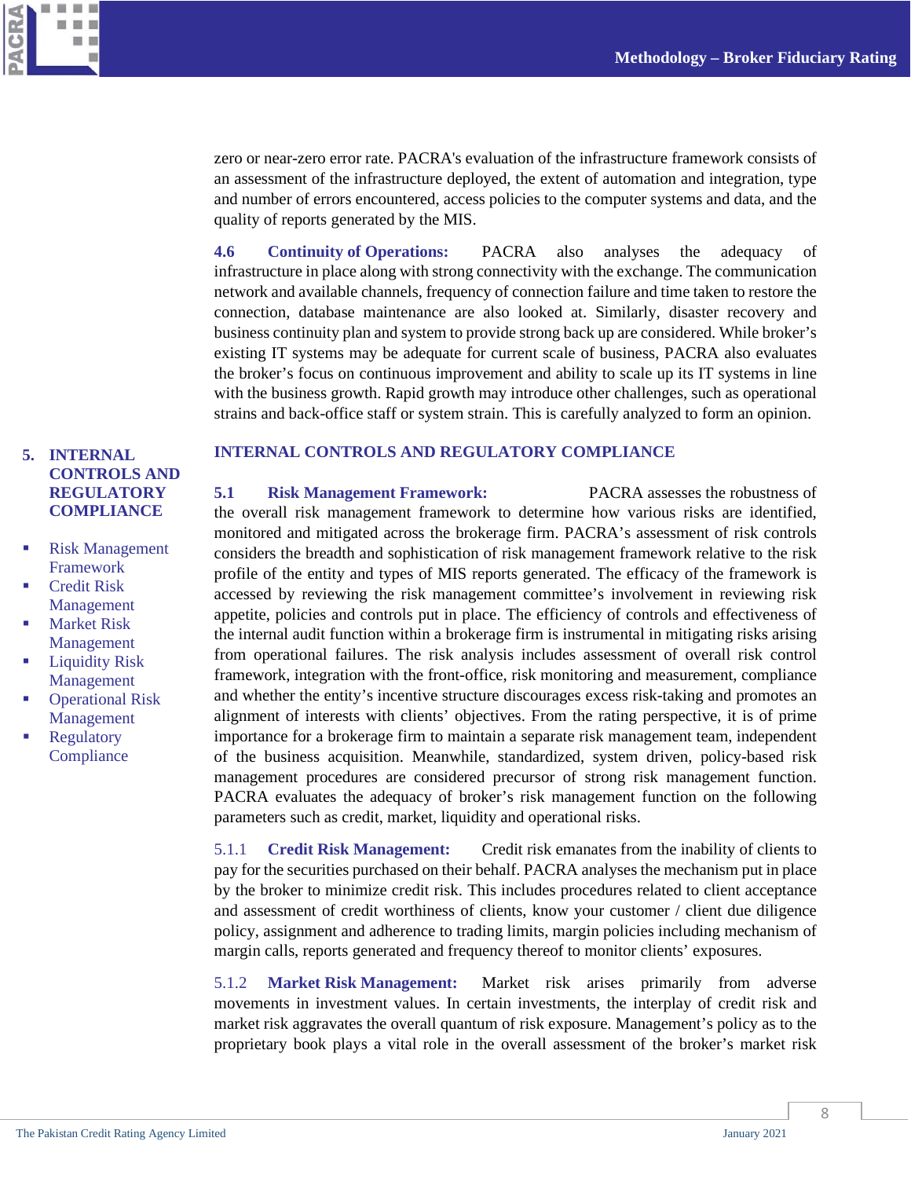zero or near-zero error rate. PACRA's evaluation of the infrastructure framework consists of an assessment of the infrastructure deployed, the extent of automation and integration, type and number of errors encountered, access policies to the computer systems and data, and the quality of reports generated by the MIS.

**4.6 Continuity of Operations:** PACRA also analyses the adequacy of infrastructure in place along with strong connectivity with the exchange. The communication network and available channels, frequency of connection failure and time taken to restore the connection, database maintenance are also looked at. Similarly, disaster recovery and business continuity plan and system to provide strong back up are considered. While broker's existing IT systems may be adequate for current scale of business, PACRA also evaluates the broker's focus on continuous improvement and ability to scale up its IT systems in line with the business growth. Rapid growth may introduce other challenges, such as operational strains and back-office staff or system strain. This is carefully analyzed to form an opinion.

## 5. INTERNAL CONTROLS AND REGULATORY COMPLIANCE

- Risk Management Framework
- Credit Risk Management
- Market Risk Management
- Liquidity Risk Management
- Operational Risk Management
- Regulatory Compliance

**5.1 Risk Management Framework:** PACRA assesses the robustness of the overall risk management framework to determine how various risks are identified, monitored and mitigated across the brokerage firm. PACRA's assessment of risk controls considers the breadth and sophistication of risk management framework relative to the risk profile of the entity and types of MIS reports generated. The efficacy of the framework is accessed by reviewing the risk management committee's involvement in reviewing risk appetite, policies and controls put in place. The efficiency of controls and effectiveness of the internal audit function within a brokerage firm is instrumental in mitigating risks arising from operational failures. The risk analysis includes assessment of overall risk control framework, integration with the front-office, risk monitoring and measurement, compliance and whether the entity's incentive structure discourages excess risk-taking and promotes an alignment of interests with clients' objectives. From the rating perspective, it is of prime importance for a brokerage firm to maintain a separate risk management team, independent of the business acquisition. Meanwhile, standardized, system driven, policy-based risk management procedures are considered precursor of strong risk management function. PACRA evaluates the adequacy of broker's risk management function on the following parameters such as credit, market, liquidity and operational risks.

5.1.1 **Credit Risk Management:** Credit risk emanates from the inability of clients to pay for the securities purchased on their behalf. PACRA analyses the mechanism put in place by the broker to minimize credit risk. This includes procedures related to client acceptance and assessment of credit worthiness of clients, know your customer / client due diligence policy, assignment and adherence to trading limits, margin policies including mechanism of margin calls, reports generated and frequency thereof to monitor clients' exposures.

5.1.2 **Market Risk Management:** Market risk arises primarily from adverse movements in investment values. In certain investments, the interplay of credit risk and market risk aggravates the overall quantum of risk exposure. Management's policy as to the proprietary book plays a vital role in the overall assessment of the broker's market risk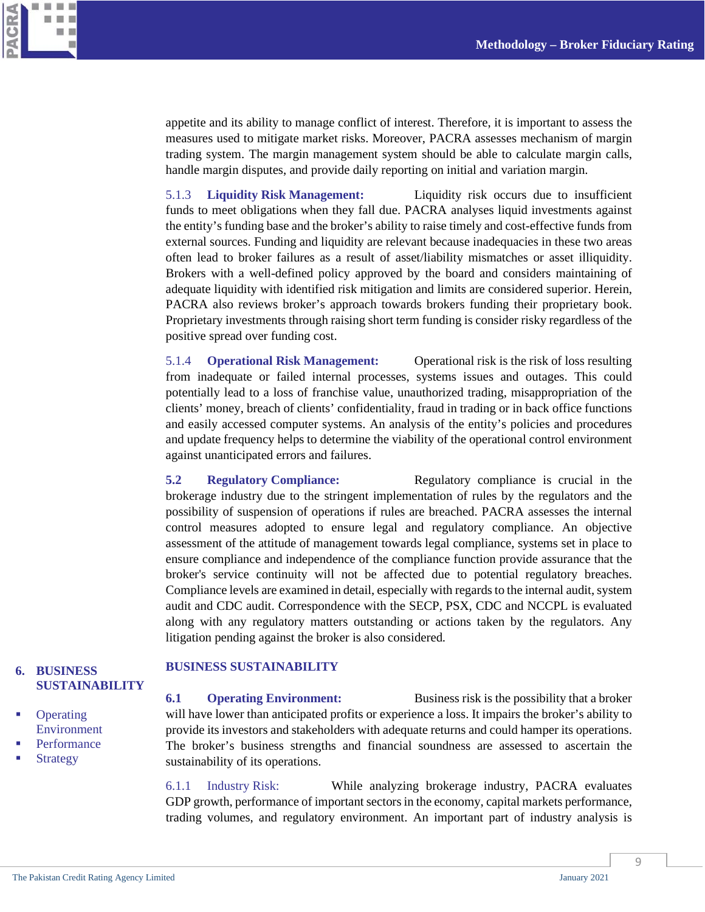appetite and its ability to manage conflict of interest. Therefore, it is important to assess the measures used to mitigate market risks. Moreover, PACRA assesses mechanism of margin trading system. The margin management system should be able to calculate margin calls, handle margin disputes, and provide daily reporting on initial and variation margin.

5.1.3 **Liquidity Risk Management:** Liquidity risk occurs due to insufficient funds to meet obligations when they fall due. PACRA analyses liquid investments against the entity's funding base and the broker's ability to raise timely and cost-effective funds from external sources. Funding and liquidity are relevant because inadequacies in these two areas often lead to broker failures as a result of asset/liability mismatches or asset illiquidity. Brokers with a well-defined policy approved by the board and considers maintaining of adequate liquidity with identified risk mitigation and limits are considered superior. Herein, PACRA also reviews broker's approach towards brokers funding their proprietary book. Proprietary investments through raising short term funding is consider risky regardless of the positive spread over funding cost.

5.1.4 **Operational Risk Management:** Operational risk is the risk of loss resulting from inadequate or failed internal processes, systems issues and outages. This could potentially lead to a loss of franchise value, unauthorized trading, misappropriation of the clients' money, breach of clients' confidentiality, fraud in trading or in back office functions and easily accessed computer systems. An analysis of the entity's policies and procedures and update frequency helps to determine the viability of the operational control environment against unanticipated errors and failures.

**5.2 Regulatory Compliance:** Regulatory compliance is crucial in the brokerage industry due to the stringent implementation of rules by the regulators and the possibility of suspension of operations if rules are breached. PACRA assesses the internal control measures adopted to ensure legal and regulatory compliance. An objective assessment of the attitude of management towards legal compliance, systems set in place to ensure compliance and independence of the compliance function provide assurance that the broker's service continuity will not be affected due to potential regulatory breaches. Compliance levels are examined in detail, especially with regards to the internal audit, system audit and CDC audit. Correspondence with the SECP, PSX, CDC and NCCPL is evaluated along with any regulatory matters outstanding or actions taken by the regulators. Any litigation pending against the broker is also considered.

## 6. BUSINESS SUSTAINABILITY

- Operating Environment
- Performance
- Strategy

## BUSINESS SUSTAINABILITY

**6.1 Operating Environment:** Business risk is the possibility that a broker will have lower than anticipated profits or experience a loss. It impairs the broker's ability to provide its investors and stakeholders with adequate returns and could hamper its operations. The broker's business strengths and financial soundness are assessed to ascertain the sustainability of its operations.

6.1.1 Industry Risk: While analyzing brokerage industry, PACRA evaluates GDP growth, performance of important sectors in the economy, capital markets performance, trading volumes, and regulatory environment. An important part of industry analysis is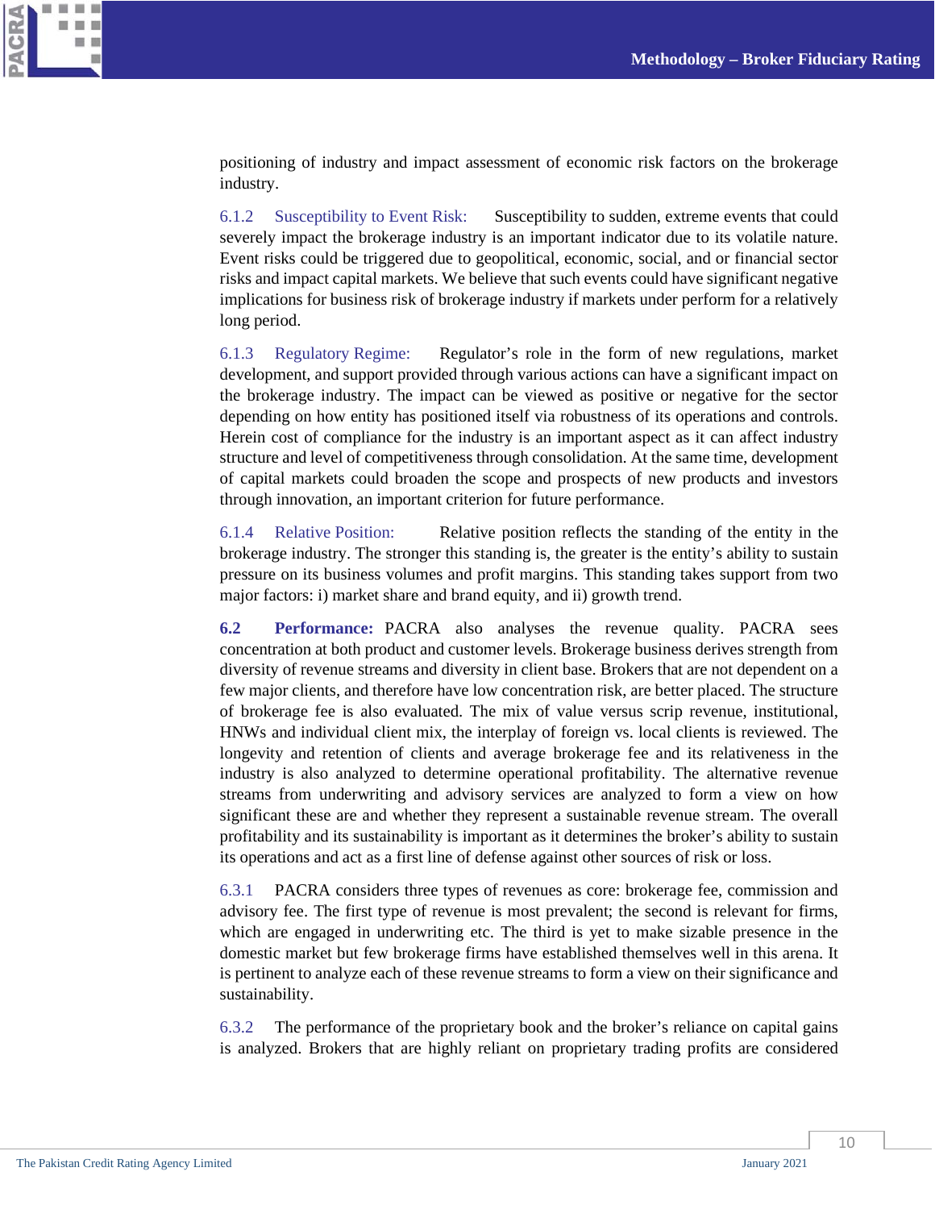positioning of industry and impact assessment of economic risk factors on the brokerage industry.

6.1.2 Susceptibility to Event Risk: Susceptibility to sudden, extreme events that could severely impact the brokerage industry is an important indicator due to its volatile nature. Event risks could be triggered due to geopolitical, economic, social, and or financial sector risks and impact capital markets. We believe that such events could have significant negative implications for business risk of brokerage industry if markets under perform for a relatively long period.

6.1.3 Regulatory Regime: Regulator's role in the form of new regulations, market development, and support provided through various actions can have a significant impact on the brokerage industry. The impact can be viewed as positive or negative for the sector depending on how entity has positioned itself via robustness of its operations and controls. Herein cost of compliance for the industry is an important aspect as it can affect industry structure and level of competitiveness through consolidation. At the same time, development of capital markets could broaden the scope and prospects of new products and investors through innovation, an important criterion for future performance.

6.1.4 Relative Position: Relative position reflects the standing of the entity in the brokerage industry. The stronger this standing is, the greater is the entity's ability to sustain pressure on its business volumes and profit margins. This standing takes support from two major factors: i) market share and brand equity, and ii) growth trend.

**6.2 Performance:** PACRA also analyses the revenue quality. PACRA sees concentration at both product and customer levels. Brokerage business derives strength from diversity of revenue streams and diversity in client base. Brokers that are not dependent on a few major clients, and therefore have low concentration risk, are better placed. The structure of brokerage fee is also evaluated. The mix of value versus scrip revenue, institutional, HNWs and individual client mix, the interplay of foreign vs. local clients is reviewed. The longevity and retention of clients and average brokerage fee and its relativeness in the industry is also analyzed to determine operational profitability. The alternative revenue streams from underwriting and advisory services are analyzed to form a view on how significant these are and whether they represent a sustainable revenue stream. The overall profitability and its sustainability is important as it determines the broker's ability to sustain its operations and act as a first line of defense against other sources of risk or loss.

6.3.1 PACRA considers three types of revenues as core: brokerage fee, commission and advisory fee. The first type of revenue is most prevalent; the second is relevant for firms, which are engaged in underwriting etc. The third is yet to make sizable presence in the domestic market but few brokerage firms have established themselves well in this arena. It is pertinent to analyze each of these revenue streams to form a view on their significance and sustainability.

6.3.2 The performance of the proprietary book and the broker's reliance on capital gains is analyzed. Brokers that are highly reliant on proprietary trading profits are considered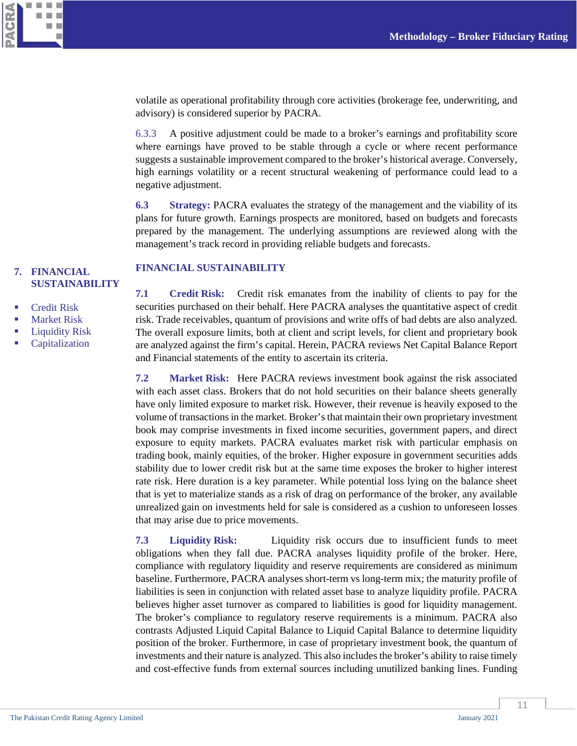volatile as operational profitability through core activities (brokerage fee, underwriting, and advisory) is considered superior by PACRA.

6.3.3 A positive adjustment could be made to a broker's earnings and profitability score where earnings have proved to be stable through a cycle or where recent performance suggests a sustainable improvement compared to the broker's historical average. Conversely, high earnings volatility or a recent structural weakening of performance could lead to a negative adjustment.

**6.3 Strategy:** PACRA evaluates the strategy of the management and the viability of its plans for future growth. Earnings prospects are monitored, based on budgets and forecasts prepared by the management. The underlying assumptions are reviewed along with the management's track record in providing reliable budgets and forecasts.

## 7. FINANCIAL SUSTAINABILITY

- Credit Risk
- Market Risk
- Liquidity Risk
- Capitalization

**FINANCIAL SUSTAINABILITY**

**7.1 Credit Risk:** Credit risk emanates from the inability of clients to pay for the securities purchased on their behalf. Here PACRA analyses the quantitative aspect of credit risk. Trade receivables, quantum of provisions and write offs of bad debts are also analyzed. The overall exposure limits, both at client and script levels, for client and proprietary book are analyzed against the firm's capital. Herein, PACRA reviews Net Capital Balance Report and Financial statements of the entity to ascertain its criteria.

**7.2 Market Risk:** Here PACRA reviews investment book against the risk associated with each asset class. Brokers that do not hold securities on their balance sheets generally have only limited exposure to market risk. However, their revenue is heavily exposed to the volume of transactions in the market. Broker's that maintain their own proprietary investment book may comprise investments in fixed income securities, government papers, and direct exposure to equity markets. PACRA evaluates market risk with particular emphasis on trading book, mainly equities, of the broker. Higher exposure in government securities adds stability due to lower credit risk but at the same time exposes the broker to higher interest rate risk. Here duration is a key parameter. While potential loss lying on the balance sheet that is yet to materialize stands as a risk of drag on performance of the broker, any available unrealized gain on investments held for sale is considered as a cushion to unforeseen losses that may arise due to price movements.

**7.3 Liquidity Risk:** Liquidity risk occurs due to insufficient funds to meet obligations when they fall due. PACRA analyses liquidity profile of the broker. Here, compliance with regulatory liquidity and reserve requirements are considered as minimum baseline. Furthermore, PACRA analyses short-term vs long-term mix; the maturity profile of liabilities is seen in conjunction with related asset base to analyze liquidity profile. PACRA believes higher asset turnover as compared to liabilities is good for liquidity management. The broker's compliance to regulatory reserve requirements is a minimum. PACRA also contrasts Adjusted Liquid Capital Balance to Liquid Capital Balance to determine liquidity position of the broker. Furthermore, in case of proprietary investment book, the quantum of investments and their nature is analyzed. This also includes the broker's ability to raise timely and cost-effective funds from external sources including unutilized banking lines. Funding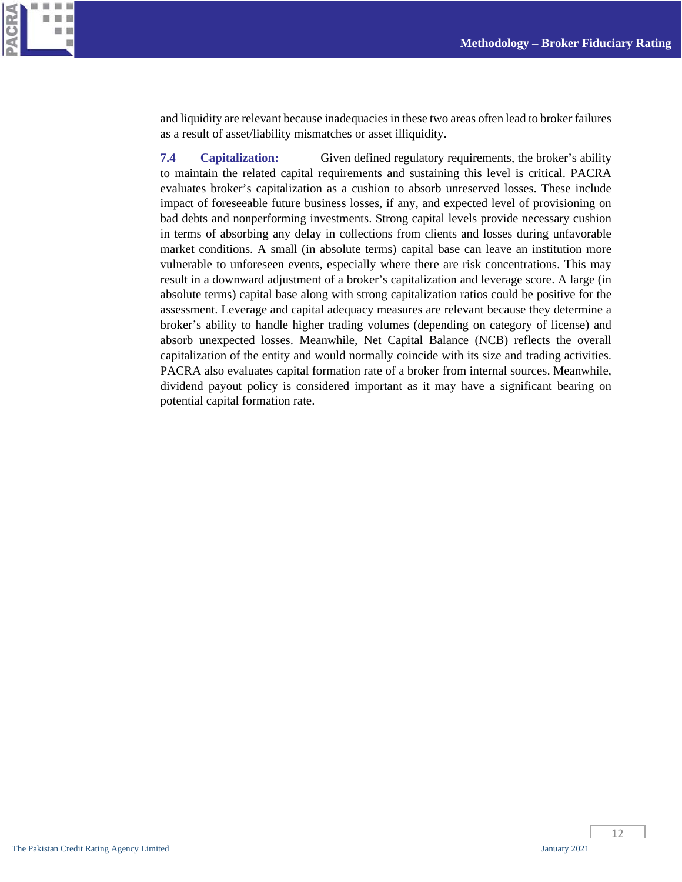and liquidity are relevant because inadequacies in these two areas often lead to broker failures as a result of asset/liability mismatches or asset illiquidity.

**7.4 Capitalization:** Given defined regulatory requirements, the broker's ability to maintain the related capital requirements and sustaining this level is critical. PACRA evaluates broker's capitalization as a cushion to absorb unreserved losses. These include impact of foreseeable future business losses, if any, and expected level of provisioning on bad debts and nonperforming investments. Strong capital levels provide necessary cushion in terms of absorbing any delay in collections from clients and losses during unfavorable market conditions. A small (in absolute terms) capital base can leave an institution more vulnerable to unforeseen events, especially where there are risk concentrations. This may result in a downward adjustment of a broker's capitalization and leverage score. A large (in absolute terms) capital base along with strong capitalization ratios could be positive for the assessment. Leverage and capital adequacy measures are relevant because they determine a broker's ability to handle higher trading volumes (depending on category of license) and absorb unexpected losses. Meanwhile, Net Capital Balance (NCB) reflects the overall capitalization of the entity and would normally coincide with its size and trading activities. PACRA also evaluates capital formation rate of a broker from internal sources. Meanwhile, dividend payout policy is considered important as it may have a significant bearing on potential capital formation rate.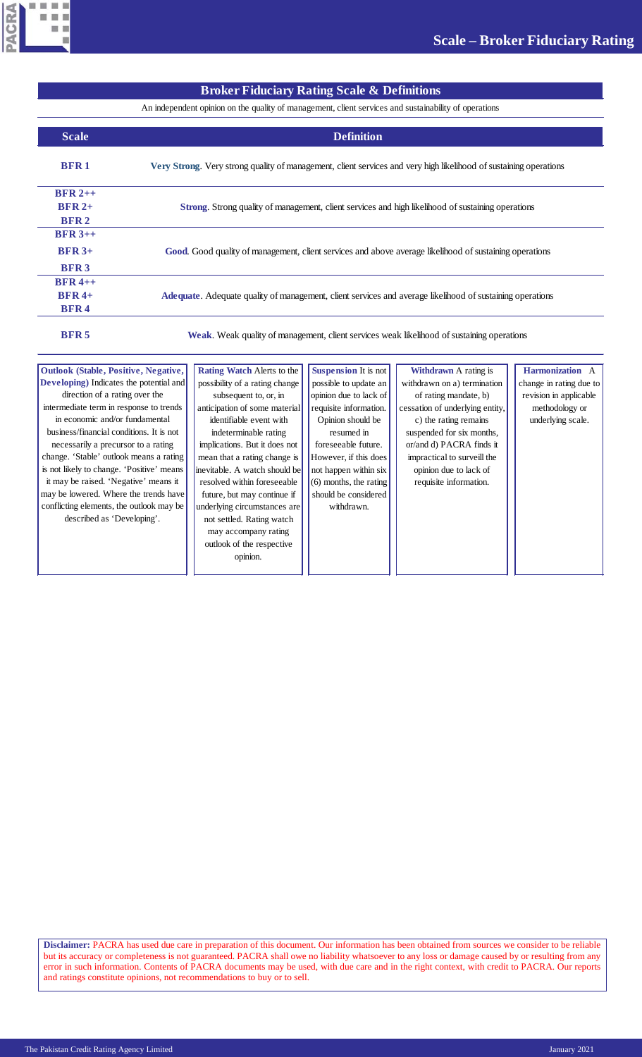# Scale – Broker Fiduciary Rating

## Broker Fiduciary Rating Scale & Definitions

An independent opinion on the quality of management, client services and sustainability of operations

| Scale | Definition |
|---|---|
| **BFR 1** | **Very Strong**. Very strong quality of management, client services and very high likelihood of sustaining operations |
| **BFR 2++**<br>**BFR 2+**<br>**BFR 2** | **Strong**. Strong quality of management, client services and high likelihood of sustaining operations |
| **BFR 3++**<br>**BFR 3+**<br>**BFR 3** | **Good**. Good quality of management, client services and above average likelihood of sustaining operations |
| **BFR 4++**<br>**BFR 4+**<br>**BFR 4** | **Adequate**. Adequate quality of management, client services and average likelihood of sustaining operations |
| **BFR 5** | **Weak**. Weak quality of management, client services weak likelihood of sustaining operations |

**Outlook (Stable, Positive, Negative, Developing)** Indicates the potential and direction of a rating over the intermediate term in response to trends in economic and/or fundamental business/financial conditions. It is not necessarily a precursor to a rating change. 'Stable' outlook means a rating is not likely to change. 'Positive' means it may be raised. 'Negative' means it may be lowered. Where the trends have conflicting elements, the outlook may be described as 'Developing'.

**Rating Watch** Alerts to the possibility of a rating change subsequent to, or, in anticipation of some material identifiable event with indeterminable rating implications. But it does not mean that a rating change is inevitable. A watch should be resolved within foreseeable future, but may continue if underlying circumstances are not settled. Rating watch may accompany rating outlook of the respective opinion.

**Suspension** It is not possible to update an opinion due to lack of requisite information. Opinion should be resumed in foreseeable future. However, if this does not happen within six (6) months, the rating should be considered withdrawn.

**Withdrawn** A rating is withdrawn on a) termination of rating mandate, b) cessation of underlying entity, c) the rating remains suspended for six months, or/and d) PACRA finds it impractical to surveill the opinion due to lack of requisite information.

**Harmonization** A change in rating due to revision in applicable methodology or underlying scale.

**Disclaimer:** PACRA has used due care in preparation of this document. Our information has been obtained from sources we consider to be reliable but its accuracy or completeness is not guaranteed. PACRA shall owe no liability whatsoever to any loss or damage caused by or resulting from any error in such information. Contents of PACRA documents may be used, with due care and in the right context, with credit to PACRA. Our reports and ratings constitute opinions, not recommendations to buy or to sell.